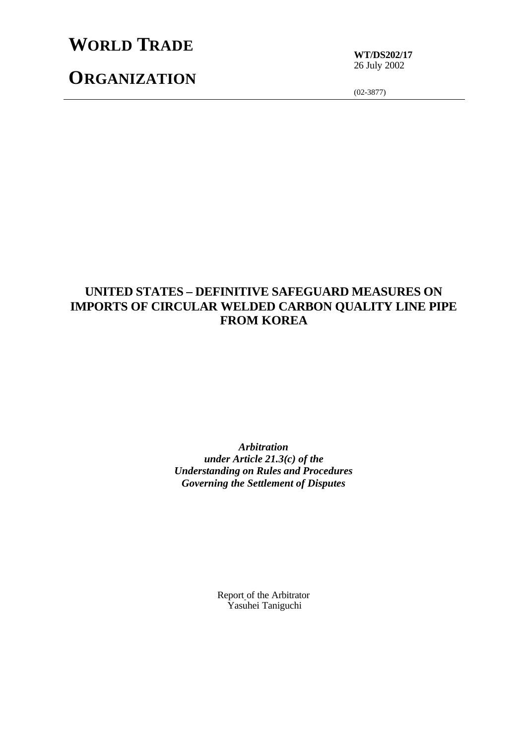# WORLD TRADE ORGANIZATION

**WT/DS202/17**
26 July 2002

(02-3877)

## UNITED STATES – DEFINITIVE SAFEGUARD MEASURES ON IMPORTS OF CIRCULAR WELDED CARBON QUALITY LINE PIPE FROM KOREA

***Arbitration***
***under Article 21.3(c) of the***
***Understanding on Rules and Procedures***
***Governing the Settlement of Disputes***

Report of the Arbitrator
Yasuhei Taniguchi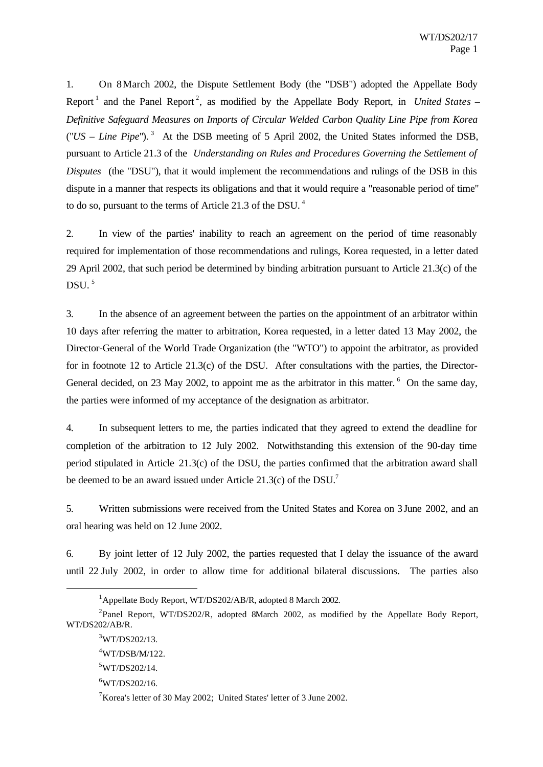1. On 8 March 2002, the Dispute Settlement Body (the "DSB") adopted the Appellate Body Report[1] and the Panel Report[2], as modified by the Appellate Body Report, in *United States – Definitive Safeguard Measures on Imports of Circular Welded Carbon Quality Line Pipe from Korea* ("*US – Line Pipe*").[3] At the DSB meeting of 5 April 2002, the United States informed the DSB, pursuant to Article 21.3 of the *Understanding on Rules and Procedures Governing the Settlement of Disputes* (the "DSU"), that it would implement the recommendations and rulings of the DSB in this dispute in a manner that respects its obligations and that it would require a "reasonable period of time" to do so, pursuant to the terms of Article 21.3 of the DSU.[4]

2. In view of the parties' inability to reach an agreement on the period of time reasonably required for implementation of those recommendations and rulings, Korea requested, in a letter dated 29 April 2002, that such period be determined by binding arbitration pursuant to Article 21.3(c) of the DSU.[5]

3. In the absence of an agreement between the parties on the appointment of an arbitrator within 10 days after referring the matter to arbitration, Korea requested, in a letter dated 13 May 2002, the Director-General of the World Trade Organization (the "WTO") to appoint the arbitrator, as provided for in footnote 12 to Article 21.3(c) of the DSU. After consultations with the parties, the Director-General decided, on 23 May 2002, to appoint me as the arbitrator in this matter.[6] On the same day, the parties were informed of my acceptance of the designation as arbitrator.

4. In subsequent letters to me, the parties indicated that they agreed to extend the deadline for completion of the arbitration to 12 July 2002. Notwithstanding this extension of the 90-day time period stipulated in Article 21.3(c) of the DSU, the parties confirmed that the arbitration award shall be deemed to be an award issued under Article 21.3(c) of the DSU.[7]

5. Written submissions were received from the United States and Korea on 3 June 2002, and an oral hearing was held on 12 June 2002.

6. By joint letter of 12 July 2002, the parties requested that I delay the issuance of the award until 22 July 2002, in order to allow time for additional bilateral discussions. The parties also

---

[1] Appellate Body Report, WT/DS202/AB/R, adopted 8 March 2002.

[2] Panel Report, WT/DS202/R, adopted 8 March 2002, as modified by the Appellate Body Report, WT/DS202/AB/R.

[3] WT/DS202/13.

[4] WT/DSB/M/122.

[5] WT/DS202/14.

[6] WT/DS202/16.

[7] Korea's letter of 30 May 2002; United States' letter of 3 June 2002.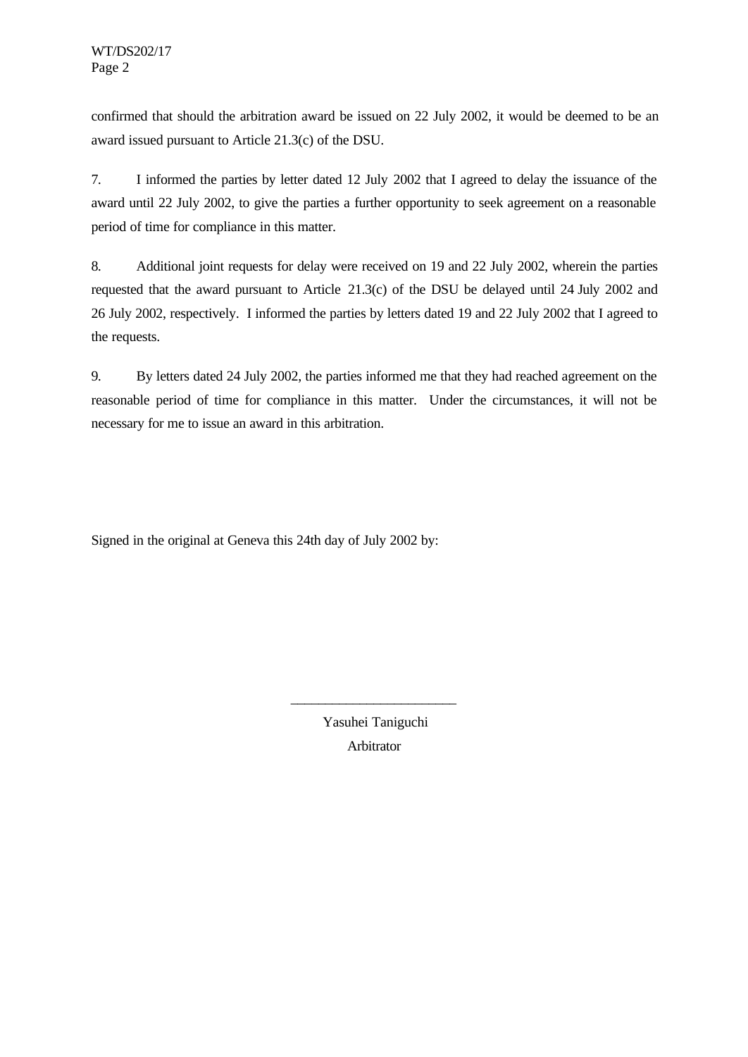confirmed that should the arbitration award be issued on 22 July 2002, it would be deemed to be an award issued pursuant to Article 21.3(c) of the DSU.

7. I informed the parties by letter dated 12 July 2002 that I agreed to delay the issuance of the award until 22 July 2002, to give the parties a further opportunity to seek agreement on a reasonable period of time for compliance in this matter.

8. Additional joint requests for delay were received on 19 and 22 July 2002, wherein the parties requested that the award pursuant to Article 21.3(c) of the DSU be delayed until 24 July 2002 and 26 July 2002, respectively. I informed the parties by letters dated 19 and 22 July 2002 that I agreed to the requests.

9. By letters dated 24 July 2002, the parties informed me that they had reached agreement on the reasonable period of time for compliance in this matter. Under the circumstances, it will not be necessary for me to issue an award in this arbitration.

Signed in the original at Geneva this 24th day of July 2002 by:

\_\_\_\_\_\_\_\_\_\_\_\_\_\_\_\_\_\_\_\_\_\_\_\_

Yasuhei Taniguchi

Arbitrator